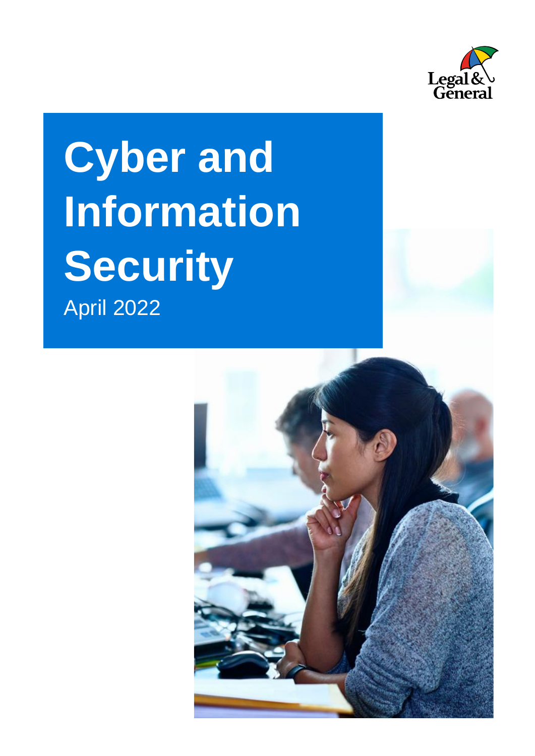Legal & General

# Cyber and Information Security

April 2022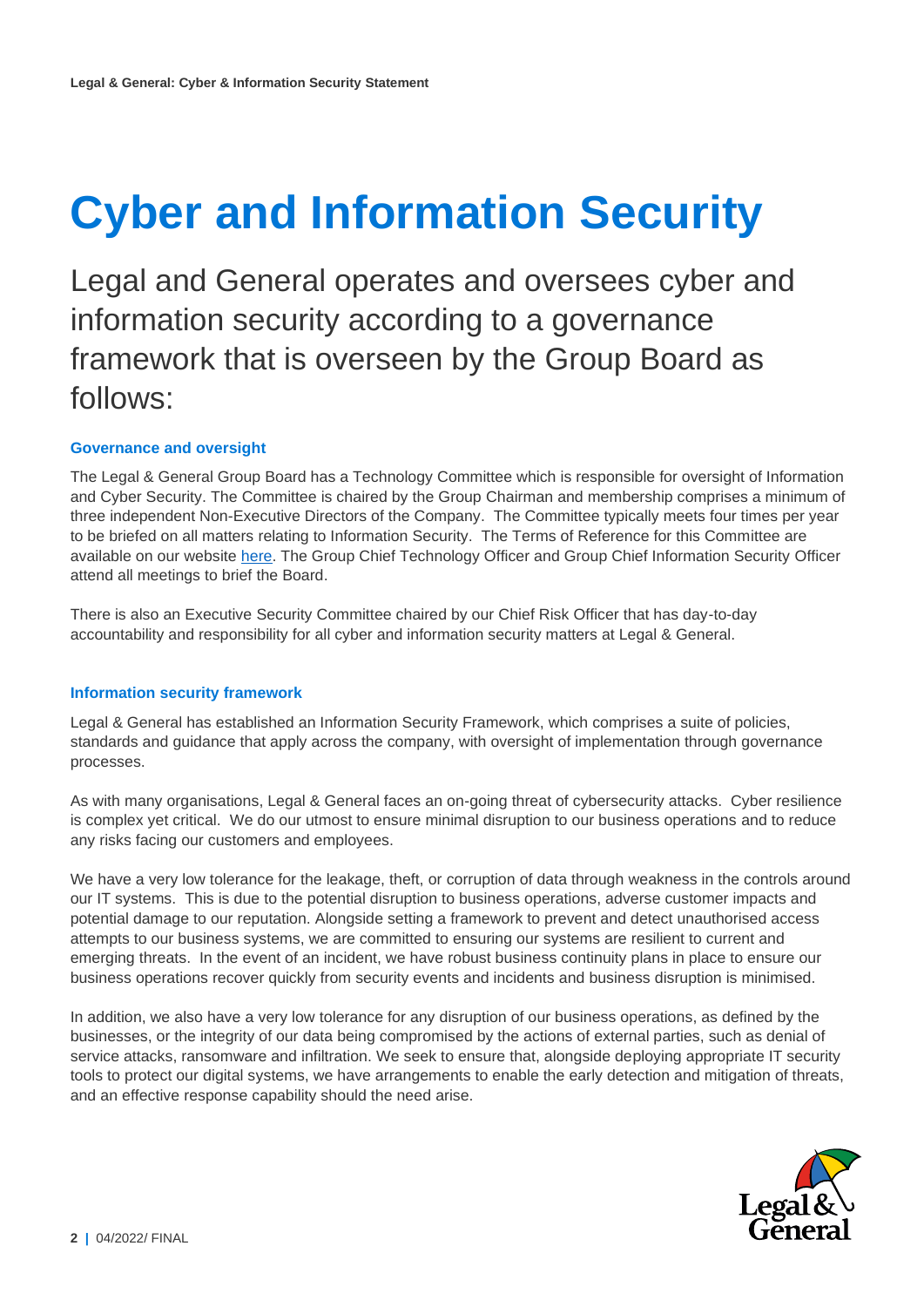# Cyber and Information Security

Legal and General operates and oversees cyber and information security according to a governance framework that is overseen by the Group Board as follows:

### Governance and oversight

The Legal & General Group Board has a Technology Committee which is responsible for oversight of Information and Cyber Security. The Committee is chaired by the Group Chairman and membership comprises a minimum of three independent Non-Executive Directors of the Company. The Committee typically meets four times per year to be briefed on all matters relating to Information Security. The Terms of Reference for this Committee are available on our website here. The Group Chief Technology Officer and Group Chief Information Security Officer attend all meetings to brief the Board.

There is also an Executive Security Committee chaired by our Chief Risk Officer that has day-to-day accountability and responsibility for all cyber and information security matters at Legal & General.

### Information security framework

Legal & General has established an Information Security Framework, which comprises a suite of policies, standards and guidance that apply across the company, with oversight of implementation through governance processes.

As with many organisations, Legal & General faces an on-going threat of cybersecurity attacks. Cyber resilience is complex yet critical. We do our utmost to ensure minimal disruption to our business operations and to reduce any risks facing our customers and employees.

We have a very low tolerance for the leakage, theft, or corruption of data through weakness in the controls around our IT systems. This is due to the potential disruption to business operations, adverse customer impacts and potential damage to our reputation. Alongside setting a framework to prevent and detect unauthorised access attempts to our business systems, we are committed to ensuring our systems are resilient to current and emerging threats. In the event of an incident, we have robust business continuity plans in place to ensure our business operations recover quickly from security events and incidents and business disruption is minimised.

In addition, we also have a very low tolerance for any disruption of our business operations, as defined by the businesses, or the integrity of our data being compromised by the actions of external parties, such as denial of service attacks, ransomware and infiltration. We seek to ensure that, alongside deploying appropriate IT security tools to protect our digital systems, we have arrangements to enable the early detection and mitigation of threats, and an effective response capability should the need arise.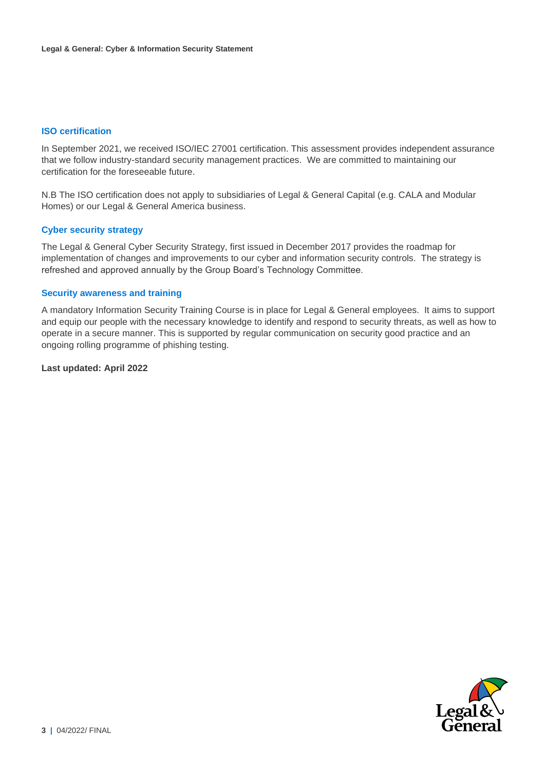## ISO certification

In September 2021, we received ISO/IEC 27001 certification. This assessment provides independent assurance that we follow industry-standard security management practices. We are committed to maintaining our certification for the foreseeable future.

N.B The ISO certification does not apply to subsidiaries of Legal & General Capital (e.g. CALA and Modular Homes) or our Legal & General America business.

## Cyber security strategy

The Legal & General Cyber Security Strategy, first issued in December 2017 provides the roadmap for implementation of changes and improvements to our cyber and information security controls. The strategy is refreshed and approved annually by the Group Board's Technology Committee.

## Security awareness and training

A mandatory Information Security Training Course is in place for Legal & General employees. It aims to support and equip our people with the necessary knowledge to identify and respond to security threats, as well as how to operate in a secure manner. This is supported by regular communication on security good practice and an ongoing rolling programme of phishing testing.

**Last updated: April 2022**